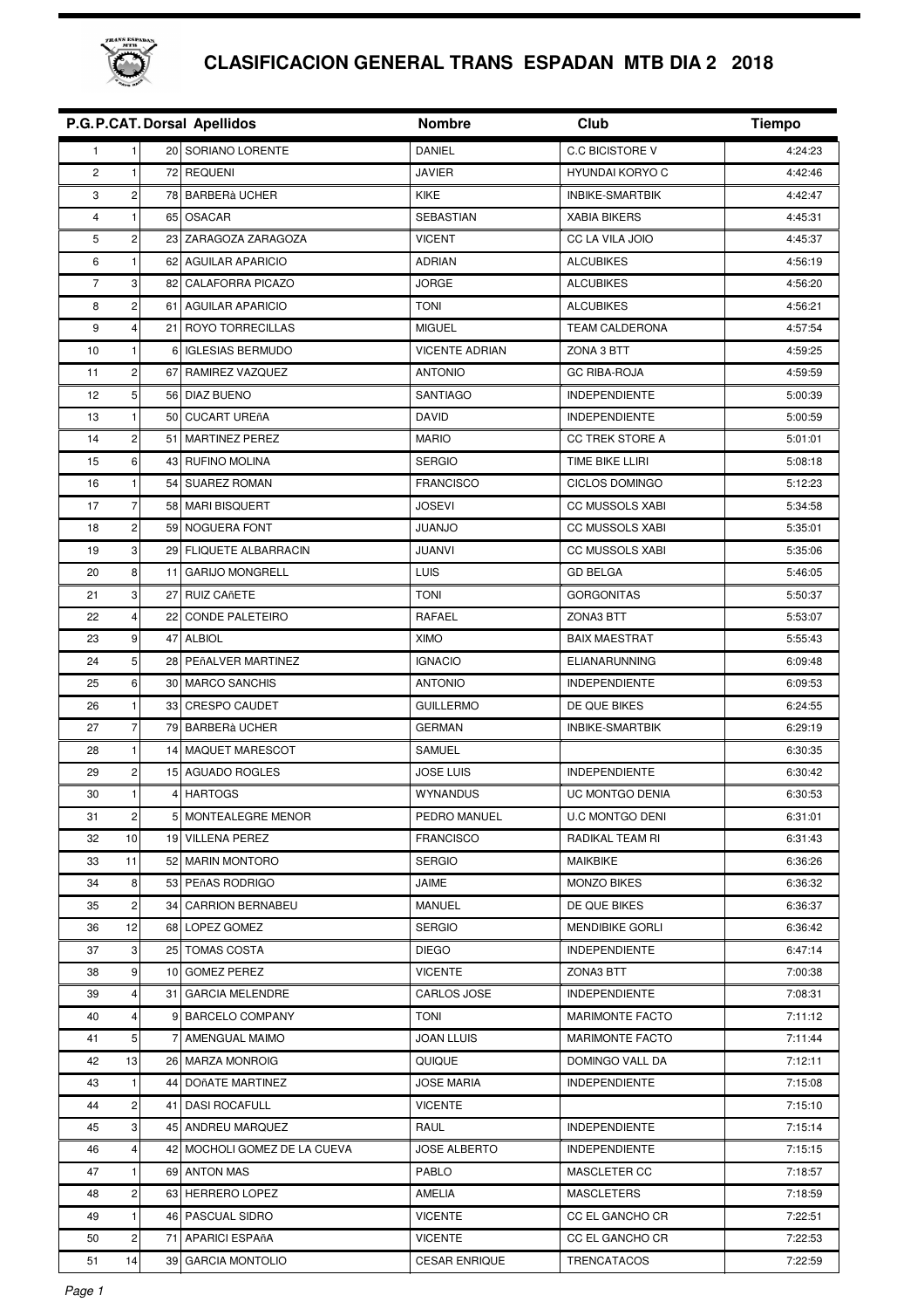# CLASIFICACION GENERAL TRANS ESPADAN MTB DIA 2 2018

| P.G. | P.CAT. | Dorsal | Apellidos | Nombre | Club | Tiempo |
|---|---|---|---|---|---|---|
| 1 | 1 | 20 | SORIANO LORENTE | DANIEL | C.C BICISTORE V | 4:24:23 |
| 2 | 1 | 72 | REQUENI | JAVIER | HYUNDAI KORYO C | 4:42:46 |
| 3 | 2 | 78 | BARBERà UCHER | KIKE | INBIKE-SMARTBIK | 4:42:47 |
| 4 | 1 | 65 | OSACAR | SEBASTIAN | XABIA BIKERS | 4:45:31 |
| 5 | 2 | 23 | ZARAGOZA ZARAGOZA | VICENT | CC LA VILA JOIO | 4:45:37 |
| 6 | 1 | 62 | AGUILAR APARICIO | ADRIAN | ALCUBIKES | 4:56:19 |
| 7 | 3 | 82 | CALAFORRA PICAZO | JORGE | ALCUBIKES | 4:56:20 |
| 8 | 2 | 61 | AGUILAR APARICIO | TONI | ALCUBIKES | 4:56:21 |
| 9 | 4 | 21 | ROYO TORRECILLAS | MIGUEL | TEAM CALDERONA | 4:57:54 |
| 10 | 1 | 6 | IGLESIAS BERMUDO | VICENTE ADRIAN | ZONA 3 BTT | 4:59:25 |
| 11 | 2 | 67 | RAMIREZ VAZQUEZ | ANTONIO | GC RIBA-ROJA | 4:59:59 |
| 12 | 5 | 56 | DIAZ BUENO | SANTIAGO | INDEPENDIENTE | 5:00:39 |
| 13 | 1 | 50 | CUCART UREñA | DAVID | INDEPENDIENTE | 5:00:59 |
| 14 | 2 | 51 | MARTINEZ PEREZ | MARIO | CC TREK STORE A | 5:01:01 |
| 15 | 6 | 43 | RUFINO MOLINA | SERGIO | TIME BIKE LLIRI | 5:08:18 |
| 16 | 1 | 54 | SUAREZ ROMAN | FRANCISCO | CICLOS DOMINGO | 5:12:23 |
| 17 | 7 | 58 | MARI BISQUERT | JOSEVI | CC MUSSOLS XABI | 5:34:58 |
| 18 | 2 | 59 | NOGUERA FONT | JUANJO | CC MUSSOLS XABI | 5:35:01 |
| 19 | 3 | 29 | FLIQUETE ALBARRACIN | JUANVI | CC MUSSOLS XABI | 5:35:06 |
| 20 | 8 | 11 | GARIJO MONGRELL | LUIS | GD BELGA | 5:46:05 |
| 21 | 3 | 27 | RUIZ CAñETE | TONI | GORGONITAS | 5:50:37 |
| 22 | 4 | 22 | CONDE PALETEIRO | RAFAEL | ZONA3 BTT | 5:53:07 |
| 23 | 9 | 47 | ALBIOL | XIMO | BAIX MAESTRAT | 5:55:43 |
| 24 | 5 | 28 | PEñALVER MARTINEZ | IGNACIO | ELIANARUNNING | 6:09:48 |
| 25 | 6 | 30 | MARCO SANCHIS | ANTONIO | INDEPENDIENTE | 6:09:53 |
| 26 | 1 | 33 | CRESPO CAUDET | GUILLERMO | DE QUE BIKES | 6:24:55 |
| 27 | 7 | 79 | BARBERà UCHER | GERMAN | INBIKE-SMARTBIK | 6:29:19 |
| 28 | 1 | 14 | MAQUET MARESCOT | SAMUEL | | 6:30:35 |
| 29 | 2 | 15 | AGUADO ROGLES | JOSE LUIS | INDEPENDIENTE | 6:30:42 |
| 30 | 1 | 4 | HARTOGS | WYNANDUS | UC MONTGO DENIA | 6:30:53 |
| 31 | 2 | 5 | MONTEALEGRE MENOR | PEDRO MANUEL | U.C MONTGO DENI | 6:31:01 |
| 32 | 10 | 19 | VILLENA PEREZ | FRANCISCO | RADIKAL TEAM RI | 6:31:43 |
| 33 | 11 | 52 | MARIN MONTORO | SERGIO | MAIKBIKE | 6:36:26 |
| 34 | 8 | 53 | PEñAS RODRIGO | JAIME | MONZO BIKES | 6:36:32 |
| 35 | 2 | 34 | CARRION BERNABEU | MANUEL | DE QUE BIKES | 6:36:37 |
| 36 | 12 | 68 | LOPEZ GOMEZ | SERGIO | MENDIBIKE GORLI | 6:36:42 |
| 37 | 3 | 25 | TOMAS COSTA | DIEGO | INDEPENDIENTE | 6:47:14 |
| 38 | 9 | 10 | GOMEZ PEREZ | VICENTE | ZONA3 BTT | 7:00:38 |
| 39 | 4 | 31 | GARCIA MELENDRE | CARLOS JOSE | INDEPENDIENTE | 7:08:31 |
| 40 | 4 | 9 | BARCELO COMPANY | TONI | MARIMONTE FACTO | 7:11:12 |
| 41 | 5 | 7 | AMENGUAL MAIMO | JOAN LLUIS | MARIMONTE FACTO | 7:11:44 |
| 42 | 13 | 26 | MARZA MONROIG | QUIQUE | DOMINGO VALL DA | 7:12:11 |
| 43 | 1 | 44 | DOñATE MARTINEZ | JOSE MARIA | INDEPENDIENTE | 7:15:08 |
| 44 | 2 | 41 | DASI ROCAFULL | VICENTE | | 7:15:10 |
| 45 | 3 | 45 | ANDREU MARQUEZ | RAUL | INDEPENDIENTE | 7:15:14 |
| 46 | 4 | 42 | MOCHOLI GOMEZ DE LA CUEVA | JOSE ALBERTO | INDEPENDIENTE | 7:15:15 |
| 47 | 1 | 69 | ANTON MAS | PABLO | MASCLETER CC | 7:18:57 |
| 48 | 2 | 63 | HERRERO LOPEZ | AMELIA | MASCLETERS | 7:18:59 |
| 49 | 1 | 46 | PASCUAL SIDRO | VICENTE | CC EL GANCHO CR | 7:22:51 |
| 50 | 2 | 71 | APARICI ESPAñA | VICENTE | CC EL GANCHO CR | 7:22:53 |
| 51 | 14 | 39 | GARCIA MONTOLIO | CESAR ENRIQUE | TRENCATACOS | 7:22:59 |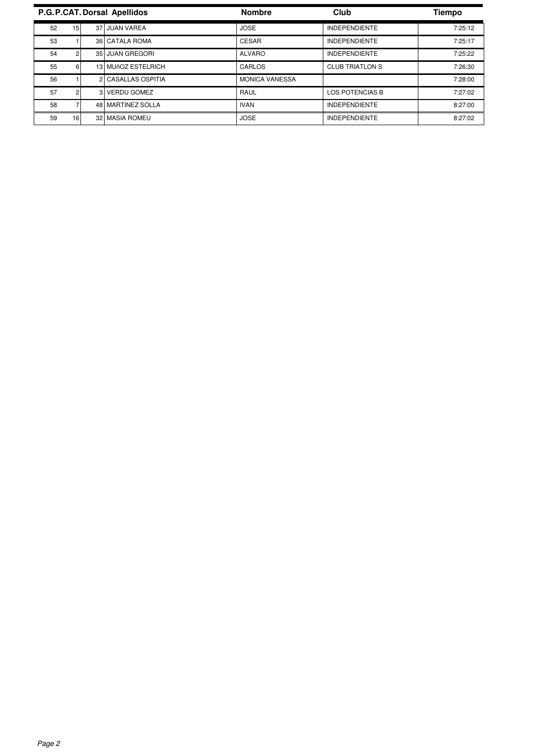| P.G. | P.CAT. | Dorsal | Apellidos | Nombre | Club | Tiempo |
| --- | --- | --- | --- | --- | --- | --- |
| 52 | 15 | 37 | JUAN VAREA | JOSE | INDEPENDIENTE | 7:25:12 |
| 53 | 1 | 36 | CATALA ROMA | CESAR | INDEPENDIENTE | 7:25:17 |
| 54 | 2 | 35 | JUAN GREGORI | ALVARO | INDEPENDIENTE | 7:25:22 |
| 55 | 6 | 13 | MUñOZ ESTELRICH | CARLOS | CLUB TRIATLON S | 7:26:30 |
| 56 | 1 | 2 | CASALLAS OSPITIA | MONICA VANESSA | | 7:28:00 |
| 57 | 2 | 3 | VERDU GOMEZ | RAUL | LOS POTENCIAS B | 7:27:02 |
| 58 | 7 | 48 | MARTINEZ SOLLA | IVAN | INDEPENDIENTE | 8:27:00 |
| 59 | 16 | 32 | MASIA ROMEU | JOSE | INDEPENDIENTE | 8:27:02 |